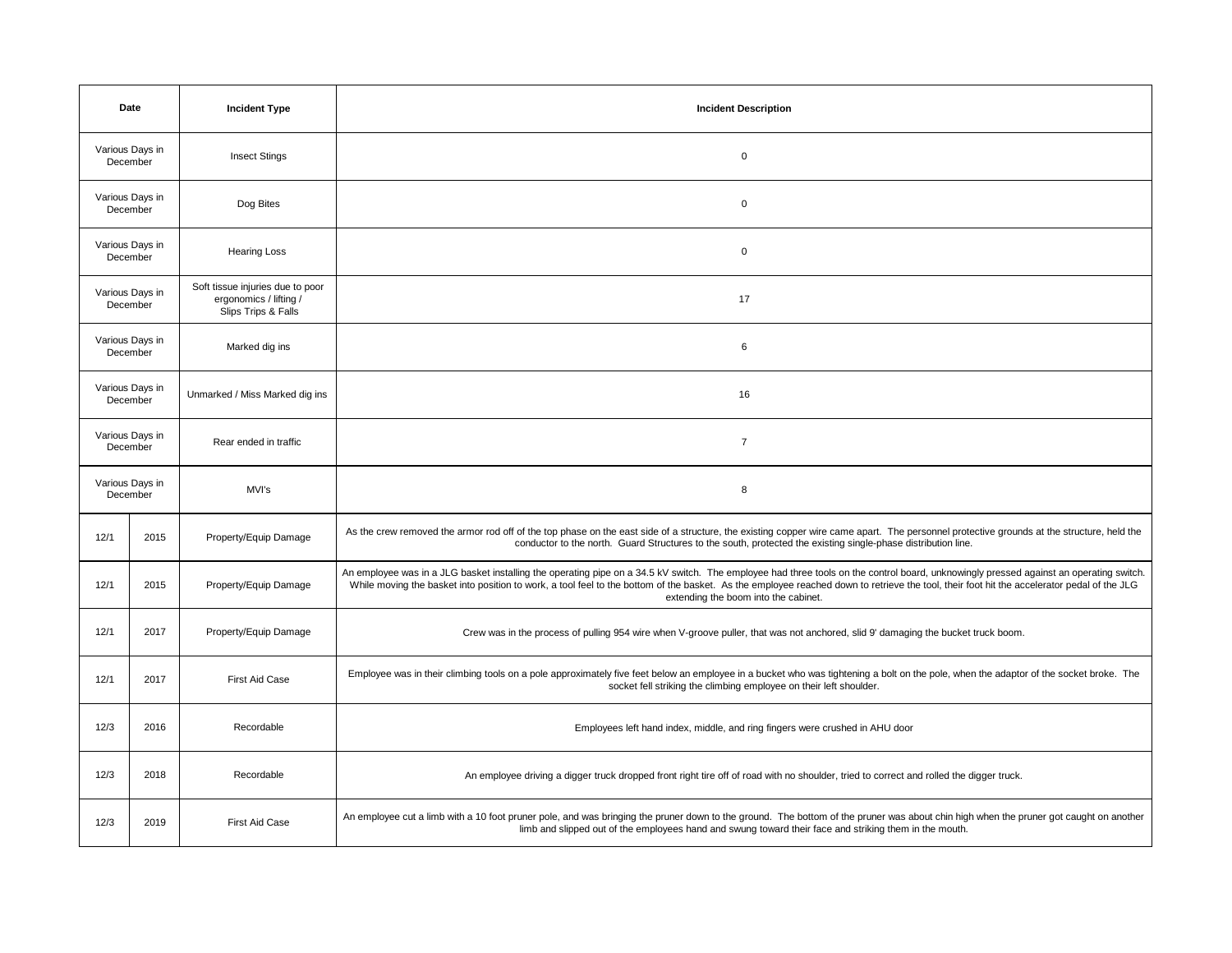| Date | | Incident Type | Incident Description |
|---|---|---|---|
| Various Days in December | | Insect Stings | 0 |
| Various Days in December | | Dog Bites | 0 |
| Various Days in December | | Hearing Loss | 0 |
| Various Days in December | | Soft tissue injuries due to poor ergonomics / lifting / Slips Trips & Falls | 17 |
| Various Days in December | | Marked dig ins | 6 |
| Various Days in December | | Unmarked / Miss Marked dig ins | 16 |
| Various Days in December | | Rear ended in traffic | 7 |
| Various Days in December | | MVI's | 8 |
| 12/1 | 2015 | Property/Equip Damage | As the crew removed the armor rod off of the top phase on the east side of a structure, the existing copper wire came apart. The personnel protective grounds at the structure, held the conductor to the north. Guard Structures to the south, protected the existing single-phase distribution line. |
| 12/1 | 2015 | Property/Equip Damage | An employee was in a JLG basket installing the operating pipe on a 34.5 kV switch. The employee had three tools on the control board, unknowingly pressed against an operating switch. While moving the basket into position to work, a tool feel to the bottom of the basket. As the employee reached down to retrieve the tool, their foot hit the accelerator pedal of the JLG extending the boom into the cabinet. |
| 12/1 | 2017 | Property/Equip Damage | Crew was in the process of pulling 954 wire when V-groove puller, that was not anchored, slid 9' damaging the bucket truck boom. |
| 12/1 | 2017 | First Aid Case | Employee was in their climbing tools on a pole approximately five feet below an employee in a bucket who was tightening a bolt on the pole, when the adaptor of the socket broke. The socket fell striking the climbing employee on their left shoulder. |
| 12/3 | 2016 | Recordable | Employees left hand index, middle, and ring fingers were crushed in AHU door |
| 12/3 | 2018 | Recordable | An employee driving a digger truck dropped front right tire off of road with no shoulder, tried to correct and rolled the digger truck. |
| 12/3 | 2019 | First Aid Case | An employee cut a limb with a 10 foot pruner pole, and was bringing the pruner down to the ground. The bottom of the pruner was about chin high when the pruner got caught on another limb and slipped out of the employees hand and swung toward their face and striking them in the mouth. |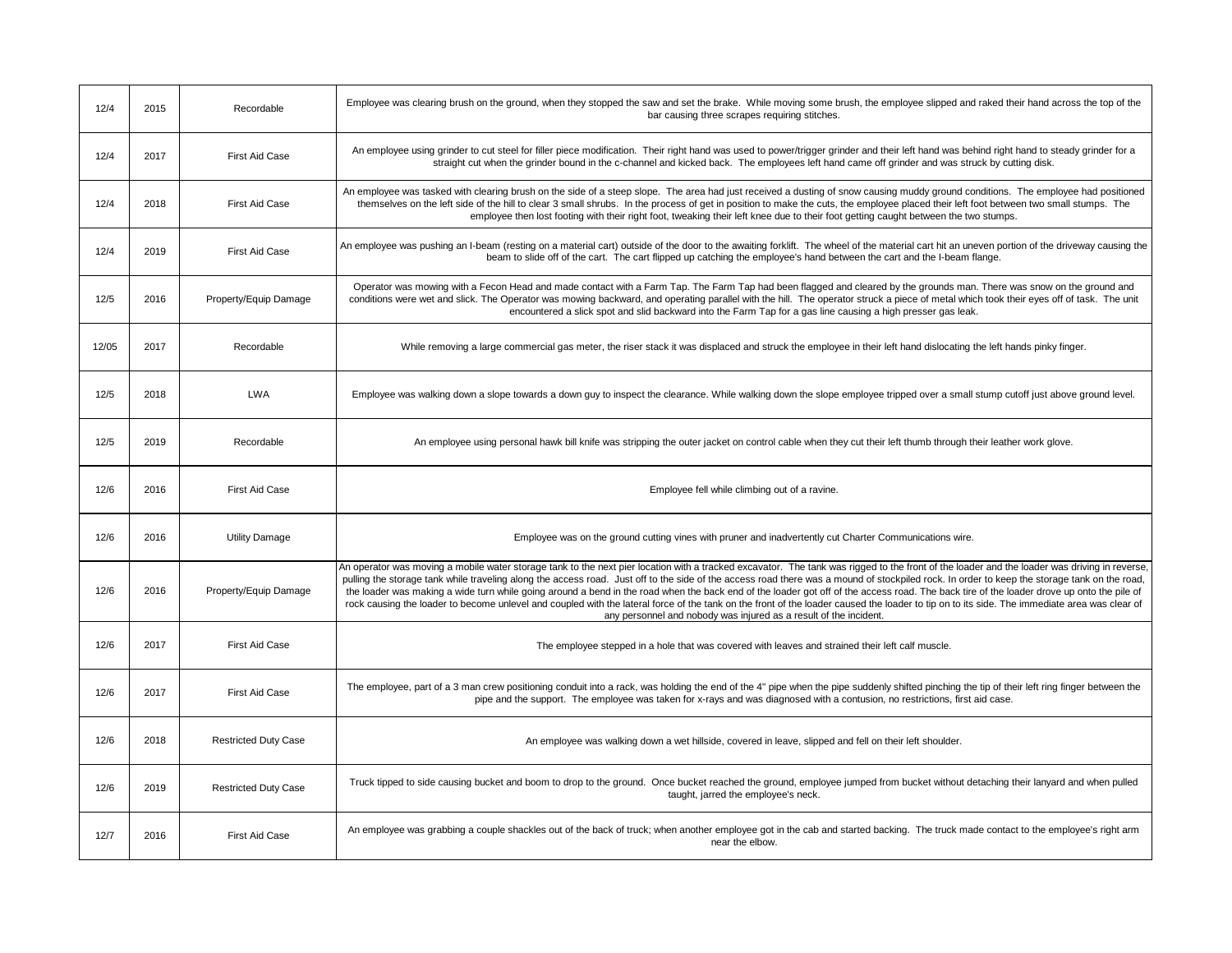| | | | |
|---|---|---|---|
| 12/4 | 2015 | Recordable | Employee was clearing brush on the ground, when they stopped the saw and set the brake. While moving some brush, the employee slipped and raked their hand across the top of the bar causing three scrapes requiring stitches. |
| 12/4 | 2017 | First Aid Case | An employee using grinder to cut steel for filler piece modification. Their right hand was used to power/trigger grinder and their left hand was behind right hand to steady grinder for a straight cut when the grinder bound in the c-channel and kicked back. The employees left hand came off grinder and was struck by cutting disk. |
| 12/4 | 2018 | First Aid Case | An employee was tasked with clearing brush on the side of a steep slope. The area had just received a dusting of snow causing muddy ground conditions. The employee had positioned themselves on the left side of the hill to clear 3 small shrubs. In the process of get in position to make the cuts, the employee placed their left foot between two small stumps. The employee then lost footing with their right foot, tweaking their left knee due to their foot getting caught between the two stumps. |
| 12/4 | 2019 | First Aid Case | An employee was pushing an I-beam (resting on a material cart) outside of the door to the awaiting forklift. The wheel of the material cart hit an uneven portion of the driveway causing the beam to slide off of the cart. The cart flipped up catching the employee's hand between the cart and the I-beam flange. |
| 12/5 | 2016 | Property/Equip Damage | Operator was mowing with a Fecon Head and made contact with a Farm Tap. The Farm Tap had been flagged and cleared by the grounds man. There was snow on the ground and conditions were wet and slick. The Operator was mowing backward, and operating parallel with the hill. The operator struck a piece of metal which took their eyes off of task. The unit encountered a slick spot and slid backward into the Farm Tap for a gas line causing a high presser gas leak. |
| 12/05 | 2017 | Recordable | While removing a large commercial gas meter, the riser stack it was displaced and struck the employee in their left hand dislocating the left hands pinky finger. |
| 12/5 | 2018 | LWA | Employee was walking down a slope towards a down guy to inspect the clearance. While walking down the slope employee tripped over a small stump cutoff just above ground level. |
| 12/5 | 2019 | Recordable | An employee using personal hawk bill knife was stripping the outer jacket on control cable when they cut their left thumb through their leather work glove. |
| 12/6 | 2016 | First Aid Case | Employee fell while climbing out of a ravine. |
| 12/6 | 2016 | Utility Damage | Employee was on the ground cutting vines with pruner and inadvertently cut Charter Communications wire. |
| 12/6 | 2016 | Property/Equip Damage | An operator was moving a mobile water storage tank to the next pier location with a tracked excavator. The tank was rigged to the front of the loader and the loader was driving in reverse, pulling the storage tank while traveling along the access road. Just off to the side of the access road there was a mound of stockpiled rock. In order to keep the storage tank on the road, the loader was making a wide turn while going around a bend in the road when the back end of the loader got off of the access road. The back tire of the loader drove up onto the pile of rock causing the loader to become unlevel and coupled with the lateral force of the tank on the front of the loader caused the loader to tip on to its side. The immediate area was clear of any personnel and nobody was injured as a result of the incident. |
| 12/6 | 2017 | First Aid Case | The employee stepped in a hole that was covered with leaves and strained their left calf muscle. |
| 12/6 | 2017 | First Aid Case | The employee, part of a 3 man crew positioning conduit into a rack, was holding the end of the 4" pipe when the pipe suddenly shifted pinching the tip of their left ring finger between the pipe and the support. The employee was taken for x-rays and was diagnosed with a contusion, no restrictions, first aid case. |
| 12/6 | 2018 | Restricted Duty Case | An employee was walking down a wet hillside, covered in leave, slipped and fell on their left shoulder. |
| 12/6 | 2019 | Restricted Duty Case | Truck tipped to side causing bucket and boom to drop to the ground. Once bucket reached the ground, employee jumped from bucket without detaching their lanyard and when pulled taught, jarred the employee's neck. |
| 12/7 | 2016 | First Aid Case | An employee was grabbing a couple shackles out of the back of truck; when another employee got in the cab and started backing. The truck made contact to the employee's right arm near the elbow. |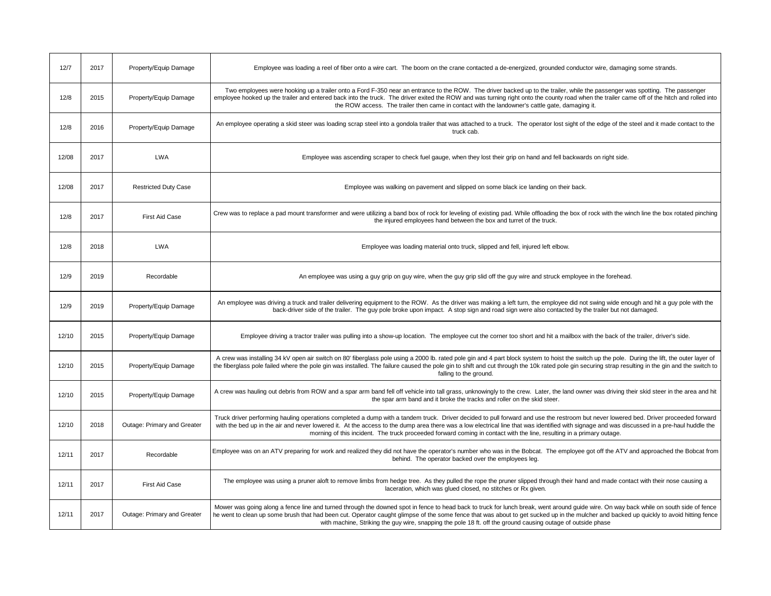| | | | |
|---|---|---|---|
| 12/7 | 2017 | Property/Equip Damage | Employee was loading a reel of fiber onto a wire cart. The boom on the crane contacted a de-energized, grounded conductor wire, damaging some strands. |
| 12/8 | 2015 | Property/Equip Damage | Two employees were hooking up a trailer onto a Ford F-350 near an entrance to the ROW. The driver backed up to the trailer, while the passenger was spotting. The passenger employee hooked up the trailer and entered back into the truck. The driver exited the ROW and was turning right onto the county road when the trailer came off of the hitch and rolled into the ROW access. The trailer then came in contact with the landowner's cattle gate, damaging it. |
| 12/8 | 2016 | Property/Equip Damage | An employee operating a skid steer was loading scrap steel into a gondola trailer that was attached to a truck. The operator lost sight of the edge of the steel and it made contact to the truck cab. |
| 12/08 | 2017 | LWA | Employee was ascending scraper to check fuel gauge, when they lost their grip on hand and fell backwards on right side. |
| 12/08 | 2017 | Restricted Duty Case | Employee was walking on pavement and slipped on some black ice landing on their back. |
| 12/8 | 2017 | First Aid Case | Crew was to replace a pad mount transformer and were utilizing a band box of rock for leveling of existing pad. While offloading the box of rock with the winch line the box rotated pinching the injured employees hand between the box and turret of the truck. |
| 12/8 | 2018 | LWA | Employee was loading material onto truck, slipped and fell, injured left elbow. |
| 12/9 | 2019 | Recordable | An employee was using a guy grip on guy wire, when the guy grip slid off the guy wire and struck employee in the forehead. |
| 12/9 | 2019 | Property/Equip Damage | An employee was driving a truck and trailer delivering equipment to the ROW. As the driver was making a left turn, the employee did not swing wide enough and hit a guy pole with the back-driver side of the trailer. The guy pole broke upon impact. A stop sign and road sign were also contacted by the trailer but not damaged. |
| 12/10 | 2015 | Property/Equip Damage | Employee driving a tractor trailer was pulling into a show-up location. The employee cut the corner too short and hit a mailbox with the back of the trailer, driver's side. |
| 12/10 | 2015 | Property/Equip Damage | A crew was installing 34 kV open air switch on 80' fiberglass pole using a 2000 lb. rated pole gin and 4 part block system to hoist the switch up the pole. During the lift, the outer layer of the fiberglass pole failed where the pole gin was installed. The failure caused the pole gin to shift and cut through the 10k rated pole gin securing strap resulting in the gin and the switch to falling to the ground. |
| 12/10 | 2015 | Property/Equip Damage | A crew was hauling out debris from ROW and a spar arm band fell off vehicle into tall grass, unknowingly to the crew. Later, the land owner was driving their skid steer in the area and hit the spar arm band and it broke the tracks and roller on the skid steer. |
| 12/10 | 2018 | Outage: Primary and Greater | Truck driver performing hauling operations completed a dump with a tandem truck. Driver decided to pull forward and use the restroom but never lowered bed. Driver proceeded forward with the bed up in the air and never lowered it. At the access to the dump area there was a low electrical line that was identified with signage and was discussed in a pre-haul huddle the morning of this incident. The truck proceeded forward coming in contact with the line, resulting in a primary outage. |
| 12/11 | 2017 | Recordable | Employee was on an ATV preparing for work and realized they did not have the operator's number who was in the Bobcat. The employee got off the ATV and approached the Bobcat from behind. The operator backed over the employees leg. |
| 12/11 | 2017 | First Aid Case | The employee was using a pruner aloft to remove limbs from hedge tree. As they pulled the rope the pruner slipped through their hand and made contact with their nose causing a laceration, which was glued closed, no stitches or Rx given. |
| 12/11 | 2017 | Outage: Primary and Greater | Mower was going along a fence line and turned through the downed spot in fence to head back to truck for lunch break, went around guide wire. On way back while on south side of fence he went to clean up some brush that had been cut. Operator caught glimpse of the some fence that was about to get sucked up in the mulcher and backed up quickly to avoid hitting fence with machine, Striking the guy wire, snapping the pole 18 ft. off the ground causing outage of outside phase |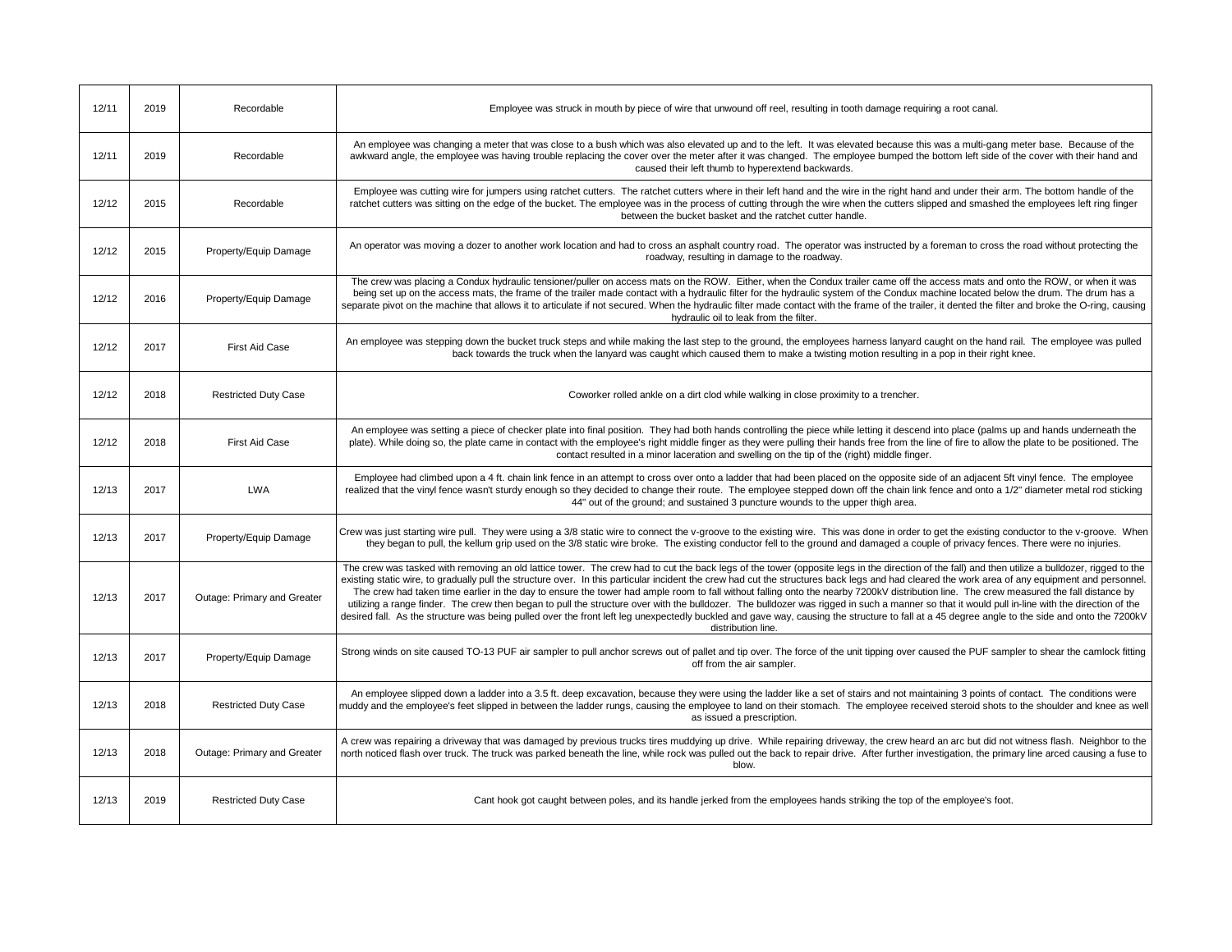| | | | |
|---|---|---|---|
| 12/11 | 2019 | Recordable | Employee was struck in mouth by piece of wire that unwound off reel, resulting in tooth damage requiring a root canal. |
| 12/11 | 2019 | Recordable | An employee was changing a meter that was close to a bush which was also elevated up and to the left. It was elevated because this was a multi-gang meter base. Because of the awkward angle, the employee was having trouble replacing the cover over the meter after it was changed. The employee bumped the bottom left side of the cover with their hand and caused their left thumb to hyperextend backwards. |
| 12/12 | 2015 | Recordable | Employee was cutting wire for jumpers using ratchet cutters. The ratchet cutters where in their left hand and the wire in the right hand and under their arm. The bottom handle of the ratchet cutters was sitting on the edge of the bucket. The employee was in the process of cutting through the wire when the cutters slipped and smashed the employees left ring finger between the bucket basket and the ratchet cutter handle. |
| 12/12 | 2015 | Property/Equip Damage | An operator was moving a dozer to another work location and had to cross an asphalt country road. The operator was instructed by a foreman to cross the road without protecting the roadway, resulting in damage to the roadway. |
| 12/12 | 2016 | Property/Equip Damage | The crew was placing a Condux hydraulic tensioner/puller on access mats on the ROW. Either, when the Condux trailer came off the access mats and onto the ROW, or when it was being set up on the access mats, the frame of the trailer made contact with a hydraulic filter for the hydraulic system of the Condux machine located below the drum. The drum has a separate pivot on the machine that allows it to articulate if not secured. When the hydraulic filter made contact with the frame of the trailer, it dented the filter and broke the O-ring, causing hydraulic oil to leak from the filter. |
| 12/12 | 2017 | First Aid Case | An employee was stepping down the bucket truck steps and while making the last step to the ground, the employees harness lanyard caught on the hand rail. The employee was pulled back towards the truck when the lanyard was caught which caused them to make a twisting motion resulting in a pop in their right knee. |
| 12/12 | 2018 | Restricted Duty Case | Coworker rolled ankle on a dirt clod while walking in close proximity to a trencher. |
| 12/12 | 2018 | First Aid Case | An employee was setting a piece of checker plate into final position. They had both hands controlling the piece while letting it descend into place (palms up and hands underneath the plate). While doing so, the plate came in contact with the employee's right middle finger as they were pulling their hands free from the line of fire to allow the plate to be positioned. The contact resulted in a minor laceration and swelling on the tip of the (right) middle finger. |
| 12/13 | 2017 | LWA | Employee had climbed upon a 4 ft. chain link fence in an attempt to cross over onto a ladder that had been placed on the opposite side of an adjacent 5ft vinyl fence. The employee realized that the vinyl fence wasn't sturdy enough so they decided to change their route. The employee stepped down off the chain link fence and onto a 1/2" diameter metal rod sticking 44" out of the ground; and sustained 3 puncture wounds to the upper thigh area. |
| 12/13 | 2017 | Property/Equip Damage | Crew was just starting wire pull. They were using a 3/8 static wire to connect the v-groove to the existing wire. This was done in order to get the existing conductor to the v-groove. When they began to pull, the kellum grip used on the 3/8 static wire broke. The existing conductor fell to the ground and damaged a couple of privacy fences. There were no injuries. |
| 12/13 | 2017 | Outage: Primary and Greater | The crew was tasked with removing an old lattice tower. The crew had to cut the back legs of the tower (opposite legs in the direction of the fall) and then utilize a bulldozer, rigged to the existing static wire, to gradually pull the structure over. In this particular incident the crew had cut the structures back legs and had cleared the work area of any equipment and personnel. The crew had taken time earlier in the day to ensure the tower had ample room to fall without falling onto the nearby 7200kV distribution line. The crew measured the fall distance by utilizing a range finder. The crew then began to pull the structure over with the bulldozer. The bulldozer was rigged in such a manner so that it would pull in-line with the direction of the desired fall. As the structure was being pulled over the front left leg unexpectedly buckled and gave way, causing the structure to fall at a 45 degree angle to the side and onto the 7200kV distribution line. |
| 12/13 | 2017 | Property/Equip Damage | Strong winds on site caused TO-13 PUF air sampler to pull anchor screws out of pallet and tip over. The force of the unit tipping over caused the PUF sampler to shear the camlock fitting off from the air sampler. |
| 12/13 | 2018 | Restricted Duty Case | An employee slipped down a ladder into a 3.5 ft. deep excavation, because they were using the ladder like a set of stairs and not maintaining 3 points of contact. The conditions were muddy and the employee's feet slipped in between the ladder rungs, causing the employee to land on their stomach. The employee received steroid shots to the shoulder and knee as well as issued a prescription. |
| 12/13 | 2018 | Outage: Primary and Greater | A crew was repairing a driveway that was damaged by previous trucks tires muddying up drive. While repairing driveway, the crew heard an arc but did not witness flash. Neighbor to the north noticed flash over truck. The truck was parked beneath the line, while rock was pulled out the back to repair drive. After further investigation, the primary line arced causing a fuse to blow. |
| 12/13 | 2019 | Restricted Duty Case | Cant hook got caught between poles, and its handle jerked from the employees hands striking the top of the employee's foot. |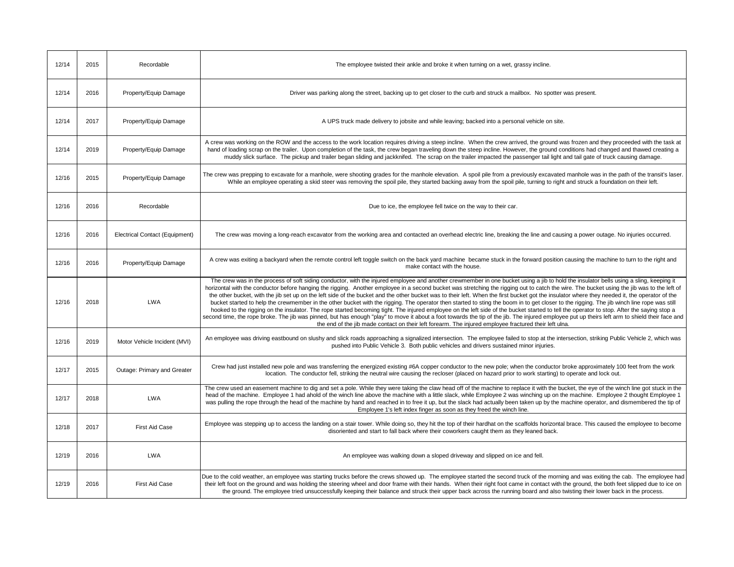| | | | |
|---|---|---|---|
| 12/14 | 2015 | Recordable | The employee twisted their ankle and broke it when turning on a wet, grassy incline. |
| 12/14 | 2016 | Property/Equip Damage | Driver was parking along the street, backing up to get closer to the curb and struck a mailbox. No spotter was present. |
| 12/14 | 2017 | Property/Equip Damage | A UPS truck made delivery to jobsite and while leaving; backed into a personal vehicle on site. |
| 12/14 | 2019 | Property/Equip Damage | A crew was working on the ROW and the access to the work location requires driving a steep incline. When the crew arrived, the ground was frozen and they proceeded with the task at hand of loading scrap on the trailer. Upon completion of the task, the crew began traveling down the steep incline. However, the ground conditions had changed and thawed creating a muddy slick surface. The pickup and trailer began sliding and jackknifed. The scrap on the trailer impacted the passenger tail light and tail gate of truck causing damage. |
| 12/16 | 2015 | Property/Equip Damage | The crew was prepping to excavate for a manhole, were shooting grades for the manhole elevation. A spoil pile from a previously excavated manhole was in the path of the transit's laser. While an employee operating a skid steer was removing the spoil pile, they started backing away from the spoil pile, turning to right and struck a foundation on their left. |
| 12/16 | 2016 | Recordable | Due to ice, the employee fell twice on the way to their car. |
| 12/16 | 2016 | Electrical Contact (Equipment) | The crew was moving a long-reach excavator from the working area and contacted an overhead electric line, breaking the line and causing a power outage. No injuries occurred. |
| 12/16 | 2016 | Property/Equip Damage | A crew was exiting a backyard when the remote control left toggle switch on the back yard machine became stuck in the forward position causing the machine to turn to the right and make contact with the house. |
| 12/16 | 2018 | LWA | The crew was in the process of soft siding conductor, with the injured employee and another crewmember in one bucket using a jib to hold the insulator bells using a sling, keeping it horizontal with the conductor before hanging the rigging. Another employee in a second bucket was stretching the rigging out to catch the wire. The bucket using the jib was to the left of the other bucket, with the jib set up on the left side of the bucket and the other bucket was to their left. When the first bucket got the insulator where they needed it, the operator of the bucket started to help the crewmember in the other bucket with the rigging. The operator then started to sting the boom in to get closer to the rigging. The jib winch line rope was still hooked to the rigging on the insulator. The rope started becoming tight. The injured employee on the left side of the bucket started to tell the operator to stop. After the saying stop a second time, the rope broke. The jib was pinned, but has enough "play" to move it about a foot towards the tip of the jib. The injured employee put up theirs left arm to shield their face and the end of the jib made contact on their left forearm. The injured employee fractured their left ulna. |
| 12/16 | 2019 | Motor Vehicle Incident (MVI) | An employee was driving eastbound on slushy and slick roads approaching a signalized intersection. The employee failed to stop at the intersection, striking Public Vehicle 2, which was pushed into Public Vehicle 3. Both public vehicles and drivers sustained minor injuries. |
| 12/17 | 2015 | Outage: Primary and Greater | Crew had just installed new pole and was transferring the energized existing #6A copper conductor to the new pole; when the conductor broke approximately 100 feet from the work location. The conductor fell, striking the neutral wire causing the recloser (placed on hazard prior to work starting) to operate and lock out. |
| 12/17 | 2018 | LWA | The crew used an easement machine to dig and set a pole. While they were taking the claw head off of the machine to replace it with the bucket, the eye of the winch line got stuck in the head of the machine. Employee 1 had ahold of the winch line above the machine with a little slack, while Employee 2 was winching up on the machine. Employee 2 thought Employee 1 was pulling the rope through the head of the machine by hand and reached in to free it up, but the slack had actually been taken up by the machine operator, and dismembered the tip of Employee 1's left index finger as soon as they freed the winch line. |
| 12/18 | 2017 | First Aid Case | Employee was stepping up to access the landing on a stair tower. While doing so, they hit the top of their hardhat on the scaffolds horizontal brace. This caused the employee to become disoriented and start to fall back where their coworkers caught them as they leaned back. |
| 12/19 | 2016 | LWA | An employee was walking down a sloped driveway and slipped on ice and fell. |
| 12/19 | 2016 | First Aid Case | Due to the cold weather, an employee was starting trucks before the crews showed up. The employee started the second truck of the morning and was exiting the cab. The employee had their left foot on the ground and was holding the steering wheel and door frame with their hands. When their right foot came in contact with the ground, the both feet slipped due to ice on the ground. The employee tried unsuccessfully keeping their balance and struck their upper back across the running board and also twisting their lower back in the process. |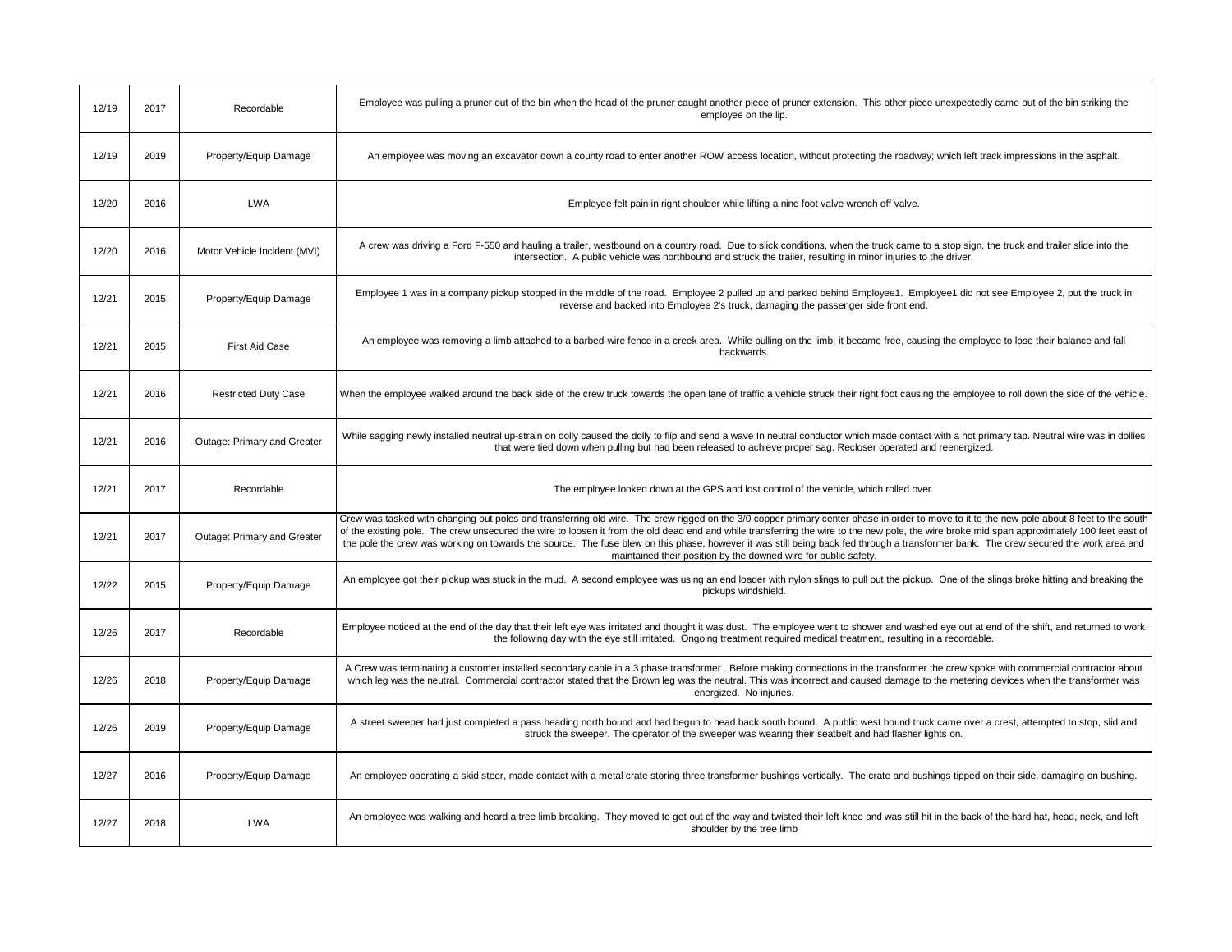| | | | |
|---|---|---|---|
| 12/19 | 2017 | Recordable | Employee was pulling a pruner out of the bin when the head of the pruner caught another piece of pruner extension. This other piece unexpectedly came out of the bin striking the employee on the lip. |
| 12/19 | 2019 | Property/Equip Damage | An employee was moving an excavator down a county road to enter another ROW access location, without protecting the roadway; which left track impressions in the asphalt. |
| 12/20 | 2016 | LWA | Employee felt pain in right shoulder while lifting a nine foot valve wrench off valve. |
| 12/20 | 2016 | Motor Vehicle Incident (MVI) | A crew was driving a Ford F-550 and hauling a trailer, westbound on a country road. Due to slick conditions, when the truck came to a stop sign, the truck and trailer slide into the intersection. A public vehicle was northbound and struck the trailer, resulting in minor injuries to the driver. |
| 12/21 | 2015 | Property/Equip Damage | Employee 1 was in a company pickup stopped in the middle of the road. Employee 2 pulled up and parked behind Employee1. Employee1 did not see Employee 2, put the truck in reverse and backed into Employee 2's truck, damaging the passenger side front end. |
| 12/21 | 2015 | First Aid Case | An employee was removing a limb attached to a barbed-wire fence in a creek area. While pulling on the limb; it became free, causing the employee to lose their balance and fall backwards. |
| 12/21 | 2016 | Restricted Duty Case | When the employee walked around the back side of the crew truck towards the open lane of traffic a vehicle struck their right foot causing the employee to roll down the side of the vehicle. |
| 12/21 | 2016 | Outage: Primary and Greater | While sagging newly installed neutral up-strain on dolly caused the dolly to flip and send a wave In neutral conductor which made contact with a hot primary tap. Neutral wire was in dollies that were tied down when pulling but had been released to achieve proper sag. Recloser operated and reenergized. |
| 12/21 | 2017 | Recordable | The employee looked down at the GPS and lost control of the vehicle, which rolled over. |
| 12/21 | 2017 | Outage: Primary and Greater | Crew was tasked with changing out poles and transferring old wire. The crew rigged on the 3/0 copper primary center phase in order to move to it to the new pole about 8 feet to the south of the existing pole. The crew unsecured the wire to loosen it from the old dead end and while transferring the wire to the new pole, the wire broke mid span approximately 100 feet east of the pole the crew was working on towards the source. The fuse blew on this phase, however it was still being back fed through a transformer bank. The crew secured the work area and maintained their position by the downed wire for public safety. |
| 12/22 | 2015 | Property/Equip Damage | An employee got their pickup was stuck in the mud. A second employee was using an end loader with nylon slings to pull out the pickup. One of the slings broke hitting and breaking the pickups windshield. |
| 12/26 | 2017 | Recordable | Employee noticed at the end of the day that their left eye was irritated and thought it was dust. The employee went to shower and washed eye out at end of the shift, and returned to work the following day with the eye still irritated. Ongoing treatment required medical treatment, resulting in a recordable. |
| 12/26 | 2018 | Property/Equip Damage | A Crew was terminating a customer installed secondary cable in a 3 phase transformer . Before making connections in the transformer the crew spoke with commercial contractor about which leg was the neutral. Commercial contractor stated that the Brown leg was the neutral. This was incorrect and caused damage to the metering devices when the transformer was energized. No injuries. |
| 12/26 | 2019 | Property/Equip Damage | A street sweeper had just completed a pass heading north bound and had begun to head back south bound. A public west bound truck came over a crest, attempted to stop, slid and struck the sweeper. The operator of the sweeper was wearing their seatbelt and had flasher lights on. |
| 12/27 | 2016 | Property/Equip Damage | An employee operating a skid steer, made contact with a metal crate storing three transformer bushings vertically. The crate and bushings tipped on their side, damaging on bushing. |
| 12/27 | 2018 | LWA | An employee was walking and heard a tree limb breaking. They moved to get out of the way and twisted their left knee and was still hit in the back of the hard hat, head, neck, and left shoulder by the tree limb |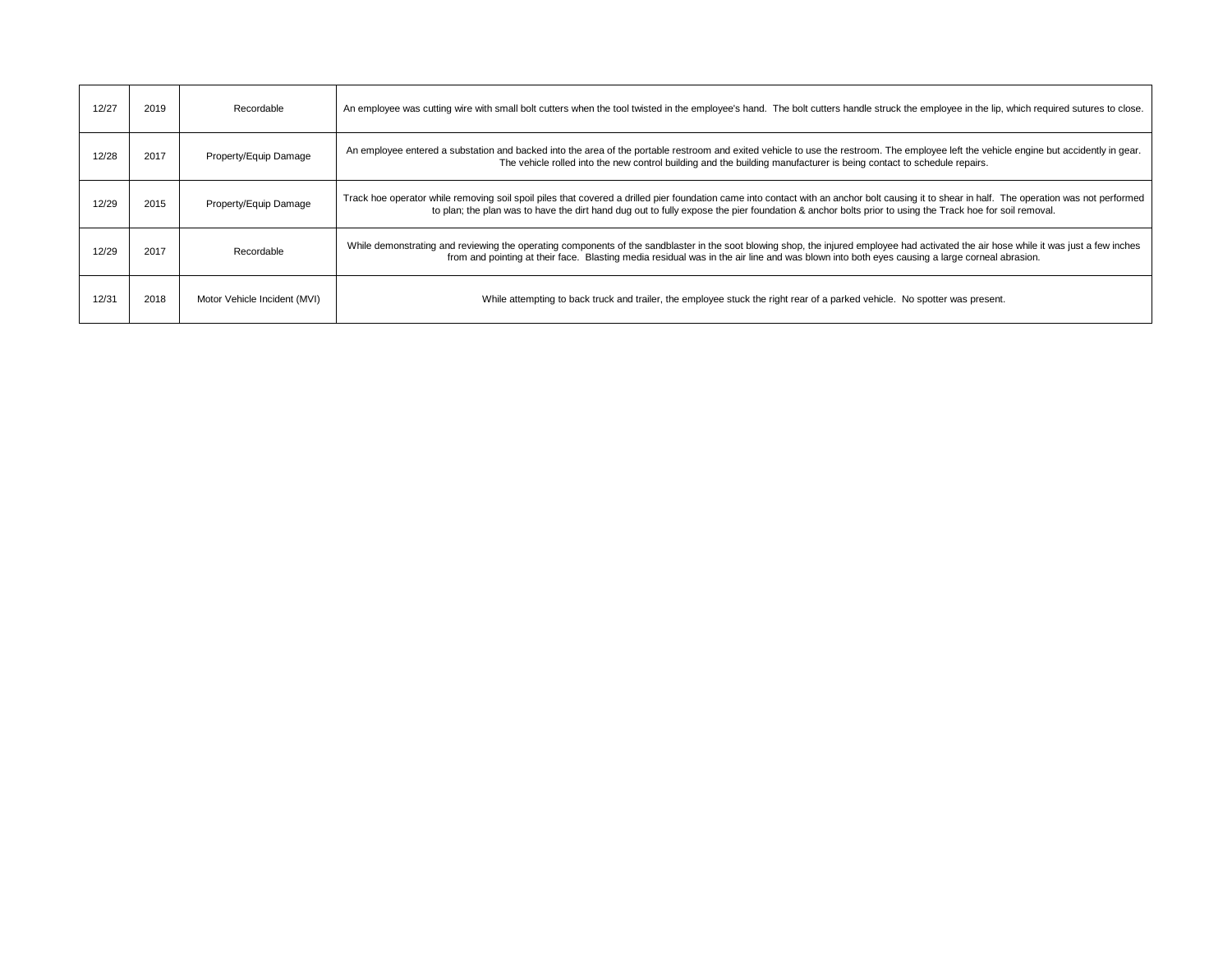| | | | |
|---|---|---|---|
| 12/27 | 2019 | Recordable | An employee was cutting wire with small bolt cutters when the tool twisted in the employee's hand. The bolt cutters handle struck the employee in the lip, which required sutures to close. |
| 12/28 | 2017 | Property/Equip Damage | An employee entered a substation and backed into the area of the portable restroom and exited vehicle to use the restroom. The employee left the vehicle engine but accidently in gear. The vehicle rolled into the new control building and the building manufacturer is being contact to schedule repairs. |
| 12/29 | 2015 | Property/Equip Damage | Track hoe operator while removing soil spoil piles that covered a drilled pier foundation came into contact with an anchor bolt causing it to shear in half. The operation was not performed to plan; the plan was to have the dirt hand dug out to fully expose the pier foundation & anchor bolts prior to using the Track hoe for soil removal. |
| 12/29 | 2017 | Recordable | While demonstrating and reviewing the operating components of the sandblaster in the soot blowing shop, the injured employee had activated the air hose while it was just a few inches from and pointing at their face. Blasting media residual was in the air line and was blown into both eyes causing a large corneal abrasion. |
| 12/31 | 2018 | Motor Vehicle Incident (MVI) | While attempting to back truck and trailer, the employee stuck the right rear of a parked vehicle. No spotter was present. |